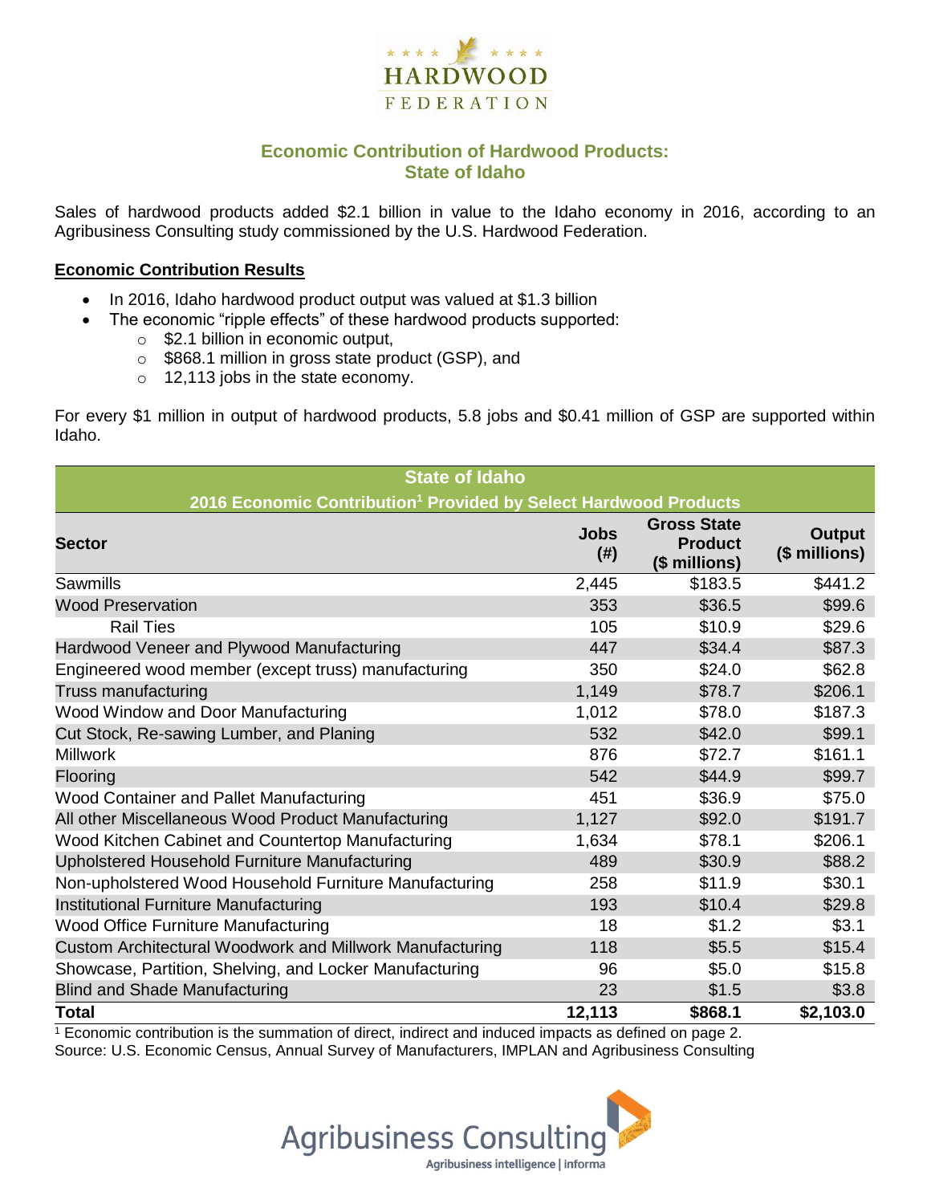HARDWOOD FEDERATION

## Economic Contribution of Hardwood Products: State of Idaho

Sales of hardwood products added $2.1 billion in value to the Idaho economy in 2016, according to an Agribusiness Consulting study commissioned by the U.S. Hardwood Federation.

**Economic Contribution Results**

- In 2016, Idaho hardwood product output was valued at $1.3 billion
- The economic "ripple effects" of these hardwood products supported:
  - $2.1 billion in economic output,
  - $868.1 million in gross state product (GSP), and
  - 12,113 jobs in the state economy.

For every $1 million in output of hardwood products, 5.8 jobs and $0.41 million of GSP are supported within Idaho.

| State of Idaho<br>2016 Economic Contribution[1] Provided by Select Hardwood Products | | | |
|---|---|---|---|
| **Sector** | **Jobs (#)** | **Gross State Product ($ millions)** | **Output ($ millions)** |
| Sawmills | 2,445 | $183.5 | $441.2 |
| Wood Preservation | 353 | $36.5 | $99.6 |
| Rail Ties | 105 | $10.9 | $29.6 |
| Hardwood Veneer and Plywood Manufacturing | 447 | $34.4 | $87.3 |
| Engineered wood member (except truss) manufacturing | 350 | $24.0 | $62.8 |
| Truss manufacturing | 1,149 | $78.7 | $206.1 |
| Wood Window and Door Manufacturing | 1,012 | $78.0 | $187.3 |
| Cut Stock, Re-sawing Lumber, and Planing | 532 | $42.0 | $99.1 |
| Millwork | 876 | $72.7 | $161.1 |
| Flooring | 542 | $44.9 | $99.7 |
| Wood Container and Pallet Manufacturing | 451 | $36.9 | $75.0 |
| All other Miscellaneous Wood Product Manufacturing | 1,127 | $92.0 | $191.7 |
| Wood Kitchen Cabinet and Countertop Manufacturing | 1,634 | $78.1 | $206.1 |
| Upholstered Household Furniture Manufacturing | 489 | $30.9 | $88.2 |
| Non-upholstered Wood Household Furniture Manufacturing | 258 | $11.9 | $30.1 |
| Institutional Furniture Manufacturing | 193 | $10.4 | $29.8 |
| Wood Office Furniture Manufacturing | 18 | $1.2 | $3.1 |
| Custom Architectural Woodwork and Millwork Manufacturing | 118 | $5.5 | $15.4 |
| Showcase, Partition, Shelving, and Locker Manufacturing | 96 | $5.0 | $15.8 |
| Blind and Shade Manufacturing | 23 | $1.5 | $3.8 |
| **Total** | **12,113** | **$868.1** | **$2,103.0** |

[1] Economic contribution is the summation of direct, indirect and induced impacts as defined on page 2.
Source: U.S. Economic Census, Annual Survey of Manufacturers, IMPLAN and Agribusiness Consulting

Agribusiness Consulting
Agribusiness intelligence | informa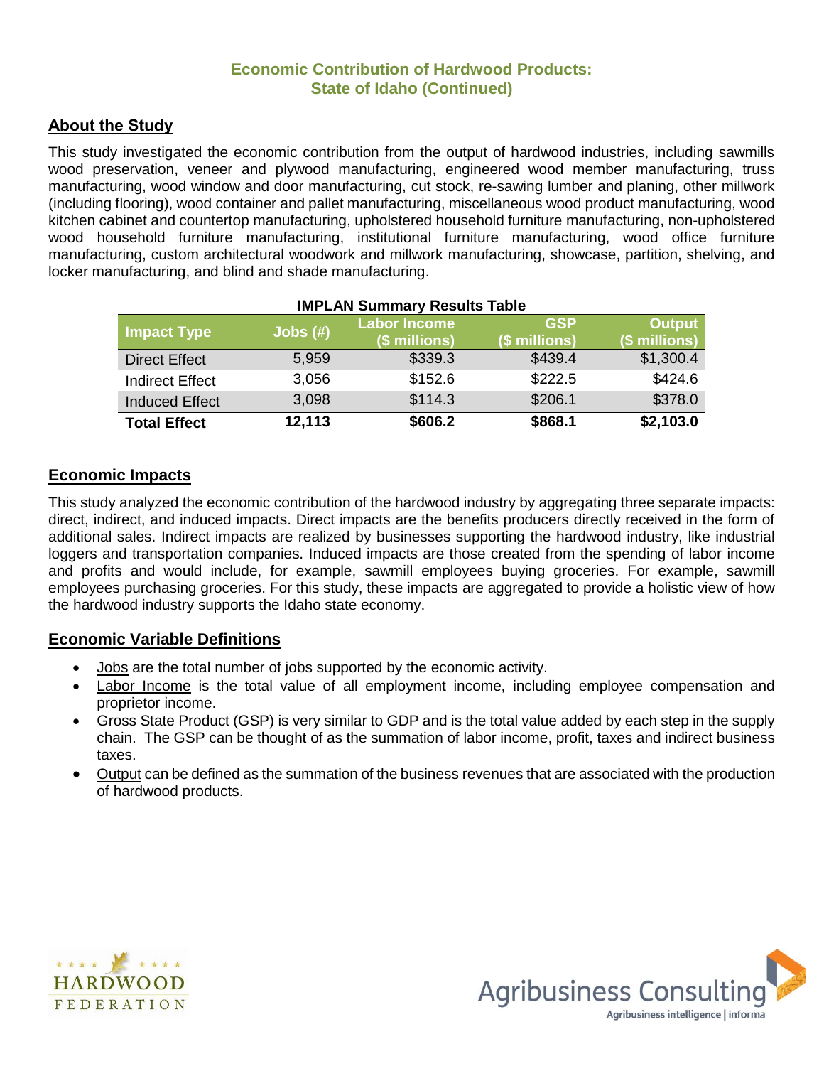# Economic Contribution of Hardwood Products: State of Idaho (Continued)

## About the Study

This study investigated the economic contribution from the output of hardwood industries, including sawmills wood preservation, veneer and plywood manufacturing, engineered wood member manufacturing, truss manufacturing, wood window and door manufacturing, cut stock, re-sawing lumber and planing, other millwork (including flooring), wood container and pallet manufacturing, miscellaneous wood product manufacturing, wood kitchen cabinet and countertop manufacturing, upholstered household furniture manufacturing, non-upholstered wood household furniture manufacturing, institutional furniture manufacturing, wood office furniture manufacturing, custom architectural woodwork and millwork manufacturing, showcase, partition, shelving, and locker manufacturing, and blind and shade manufacturing.

**IMPLAN Summary Results Table**

| Impact Type | Jobs (#) | Labor Income ($ millions) | GSP ($ millions) | Output ($ millions) |
|---|---|---|---|---|
| Direct Effect | 5,959 | $339.3 | $439.4 | $1,300.4 |
| Indirect Effect | 3,056 | $152.6 | $222.5 | $424.6 |
| Induced Effect | 3,098 | $114.3 | $206.1 | $378.0 |
| **Total Effect** | **12,113** | **$606.2** | **$868.1** | **$2,103.0** |

## Economic Impacts

This study analyzed the economic contribution of the hardwood industry by aggregating three separate impacts: direct, indirect, and induced impacts. Direct impacts are the benefits producers directly received in the form of additional sales. Indirect impacts are realized by businesses supporting the hardwood industry, like industrial loggers and transportation companies. Induced impacts are those created from the spending of labor income and profits and would include, for example, sawmill employees buying groceries. For example, sawmill employees purchasing groceries. For this study, these impacts are aggregated to provide a holistic view of how the hardwood industry supports the Idaho state economy.

## Economic Variable Definitions

- Jobs are the total number of jobs supported by the economic activity.
- Labor Income is the total value of all employment income, including employee compensation and proprietor income.
- Gross State Product (GSP) is very similar to GDP and is the total value added by each step in the supply chain. The GSP can be thought of as the summation of labor income, profit, taxes and indirect business taxes.
- Output can be defined as the summation of the business revenues that are associated with the production of hardwood products.

HARDWOOD FEDERATION

Agribusiness Consulting
Agribusiness intelligence | informa